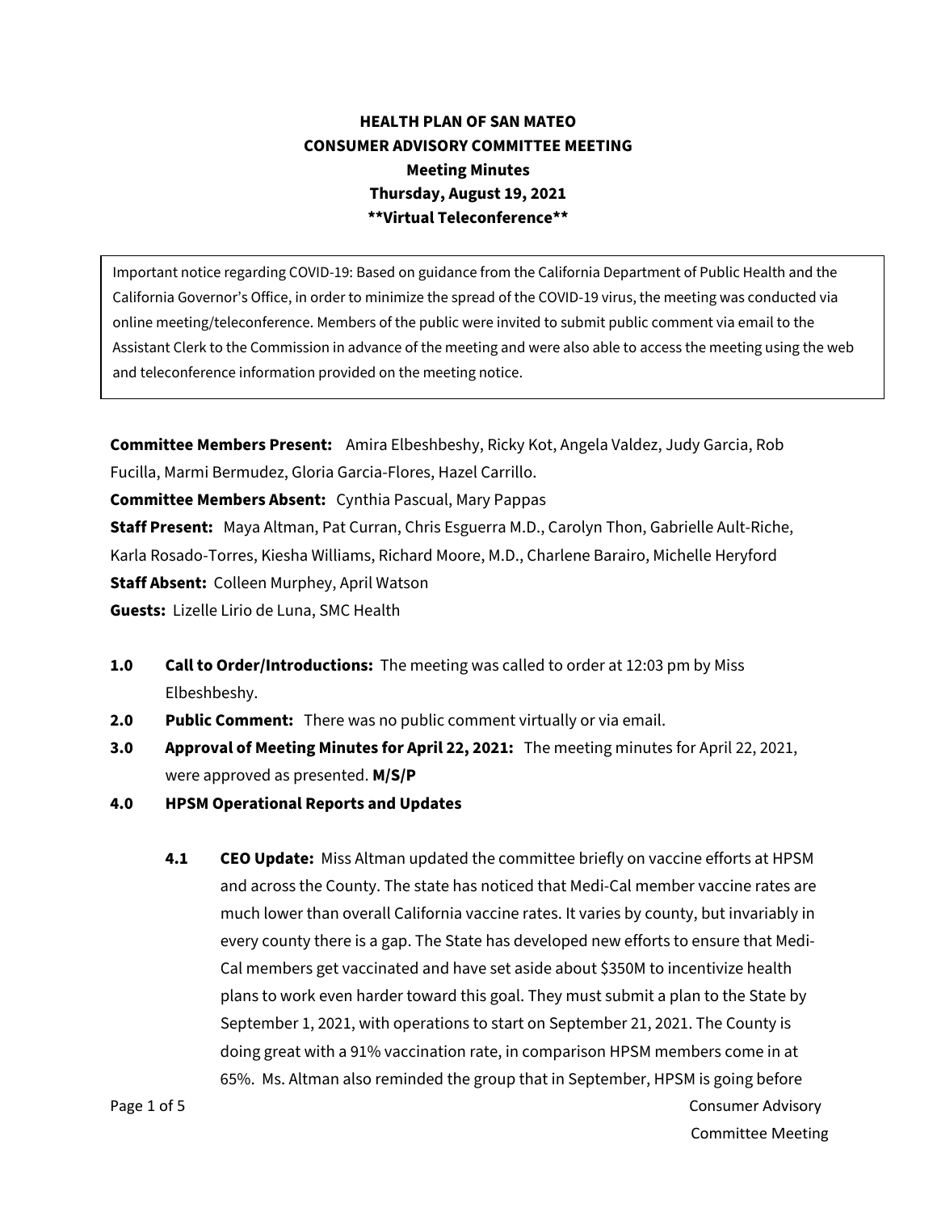# HEALTH PLAN OF SAN MATEO
## CONSUMER ADVISORY COMMITTEE MEETING
### Meeting Minutes
### Thursday, August 19, 2021
### **Virtual Teleconference**

Important notice regarding COVID-19: Based on guidance from the California Department of Public Health and the California Governor's Office, in order to minimize the spread of the COVID-19 virus, the meeting was conducted via online meeting/teleconference. Members of the public were invited to submit public comment via email to the Assistant Clerk to the Commission in advance of the meeting and were also able to access the meeting using the web and teleconference information provided on the meeting notice.

**Committee Members Present:** Amira Elbeshbeshy, Ricky Kot, Angela Valdez, Judy Garcia, Rob Fucilla, Marmi Bermudez, Gloria Garcia-Flores, Hazel Carrillo.
**Committee Members Absent:** Cynthia Pascual, Mary Pappas
**Staff Present:** Maya Altman, Pat Curran, Chris Esguerra M.D., Carolyn Thon, Gabrielle Ault-Riche, Karla Rosado-Torres, Kiesha Williams, Richard Moore, M.D., Charlene Barairo, Michelle Heryford
**Staff Absent:** Colleen Murphey, April Watson
**Guests:** Lizelle Lirio de Luna, SMC Health

**1.0 Call to Order/Introductions:** The meeting was called to order at 12:03 pm by Miss Elbeshbeshy.

**2.0 Public Comment:** There was no public comment virtually or via email.

**3.0 Approval of Meeting Minutes for April 22, 2021:** The meeting minutes for April 22, 2021, were approved as presented. **M/S/P**

**4.0 HPSM Operational Reports and Updates**

**4.1 CEO Update:** Miss Altman updated the committee briefly on vaccine efforts at HPSM and across the County. The state has noticed that Medi-Cal member vaccine rates are much lower than overall California vaccine rates. It varies by county, but invariably in every county there is a gap. The State has developed new efforts to ensure that Medi-Cal members get vaccinated and have set aside about $350M to incentivize health plans to work even harder toward this goal. They must submit a plan to the State by September 1, 2021, with operations to start on September 21, 2021. The County is doing great with a 91% vaccination rate, in comparison HPSM members come in at 65%. Ms. Altman also reminded the group that in September, HPSM is going before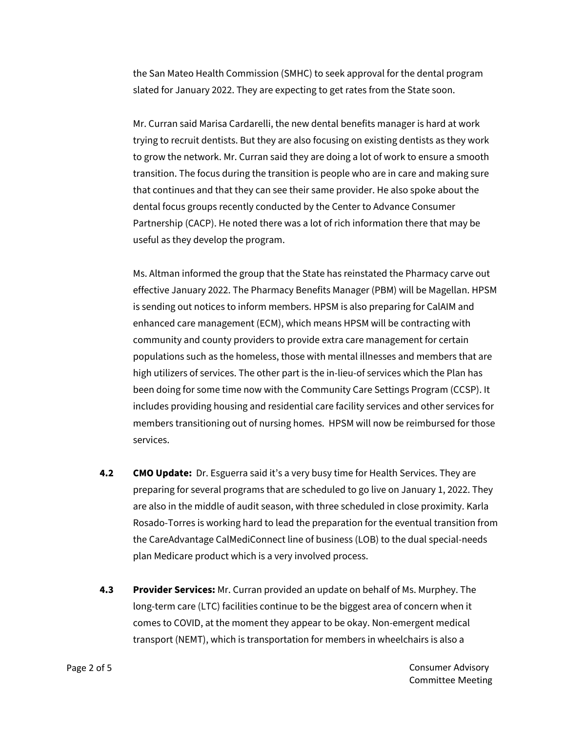the San Mateo Health Commission (SMHC) to seek approval for the dental program slated for January 2022. They are expecting to get rates from the State soon.

Mr. Curran said Marisa Cardarelli, the new dental benefits manager is hard at work trying to recruit dentists. But they are also focusing on existing dentists as they work to grow the network. Mr. Curran said they are doing a lot of work to ensure a smooth transition. The focus during the transition is people who are in care and making sure that continues and that they can see their same provider. He also spoke about the dental focus groups recently conducted by the Center to Advance Consumer Partnership (CACP). He noted there was a lot of rich information there that may be useful as they develop the program.

Ms. Altman informed the group that the State has reinstated the Pharmacy carve out effective January 2022. The Pharmacy Benefits Manager (PBM) will be Magellan. HPSM is sending out notices to inform members. HPSM is also preparing for CalAIM and enhanced care management (ECM), which means HPSM will be contracting with community and county providers to provide extra care management for certain populations such as the homeless, those with mental illnesses and members that are high utilizers of services. The other part is the in-lieu-of services which the Plan has been doing for some time now with the Community Care Settings Program (CCSP). It includes providing housing and residential care facility services and other services for members transitioning out of nursing homes. HPSM will now be reimbursed for those services.

**4.2 CMO Update:** Dr. Esguerra said it's a very busy time for Health Services. They are preparing for several programs that are scheduled to go live on January 1, 2022. They are also in the middle of audit season, with three scheduled in close proximity. Karla Rosado-Torres is working hard to lead the preparation for the eventual transition from the CareAdvantage CalMediConnect line of business (LOB) to the dual special-needs plan Medicare product which is a very involved process.

**4.3 Provider Services:** Mr. Curran provided an update on behalf of Ms. Murphey. The long-term care (LTC) facilities continue to be the biggest area of concern when it comes to COVID, at the moment they appear to be okay. Non-emergent medical transport (NEMT), which is transportation for members in wheelchairs is also a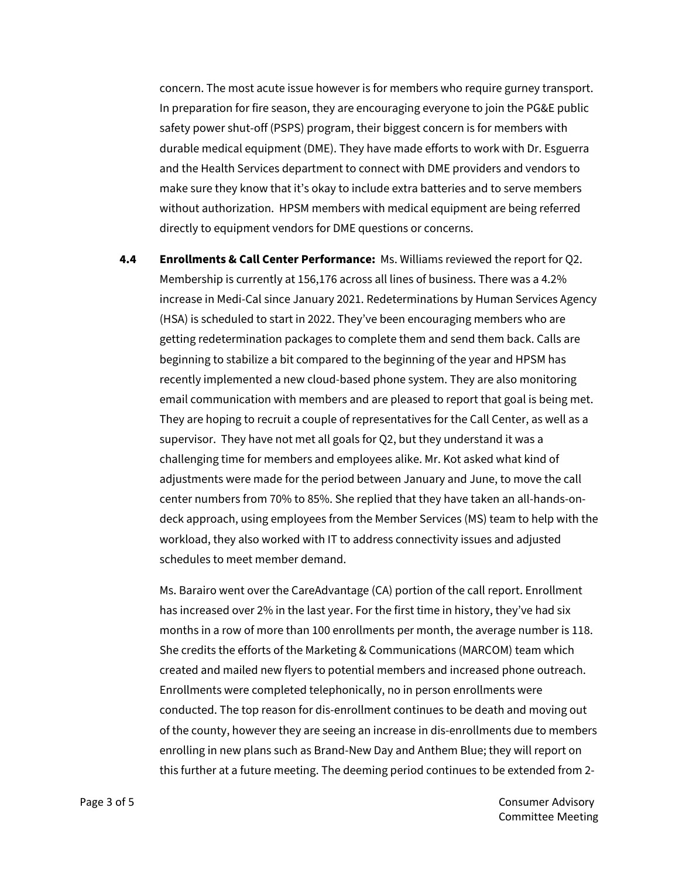concern. The most acute issue however is for members who require gurney transport. In preparation for fire season, they are encouraging everyone to join the PG&E public safety power shut-off (PSPS) program, their biggest concern is for members with durable medical equipment (DME). They have made efforts to work with Dr. Esguerra and the Health Services department to connect with DME providers and vendors to make sure they know that it's okay to include extra batteries and to serve members without authorization. HPSM members with medical equipment are being referred directly to equipment vendors for DME questions or concerns.

**4.4 Enrollments & Call Center Performance:** Ms. Williams reviewed the report for Q2. Membership is currently at 156,176 across all lines of business. There was a 4.2% increase in Medi-Cal since January 2021. Redeterminations by Human Services Agency (HSA) is scheduled to start in 2022. They've been encouraging members who are getting redetermination packages to complete them and send them back. Calls are beginning to stabilize a bit compared to the beginning of the year and HPSM has recently implemented a new cloud-based phone system. They are also monitoring email communication with members and are pleased to report that goal is being met. They are hoping to recruit a couple of representatives for the Call Center, as well as a supervisor. They have not met all goals for Q2, but they understand it was a challenging time for members and employees alike. Mr. Kot asked what kind of adjustments were made for the period between January and June, to move the call center numbers from 70% to 85%. She replied that they have taken an all-hands-on-deck approach, using employees from the Member Services (MS) team to help with the workload, they also worked with IT to address connectivity issues and adjusted schedules to meet member demand.

Ms. Barairo went over the CareAdvantage (CA) portion of the call report. Enrollment has increased over 2% in the last year. For the first time in history, they've had six months in a row of more than 100 enrollments per month, the average number is 118. She credits the efforts of the Marketing & Communications (MARCOM) team which created and mailed new flyers to potential members and increased phone outreach. Enrollments were completed telephonically, no in person enrollments were conducted. The top reason for dis-enrollment continues to be death and moving out of the county, however they are seeing an increase in dis-enrollments due to members enrolling in new plans such as Brand-New Day and Anthem Blue; they will report on this further at a future meeting. The deeming period continues to be extended from 2-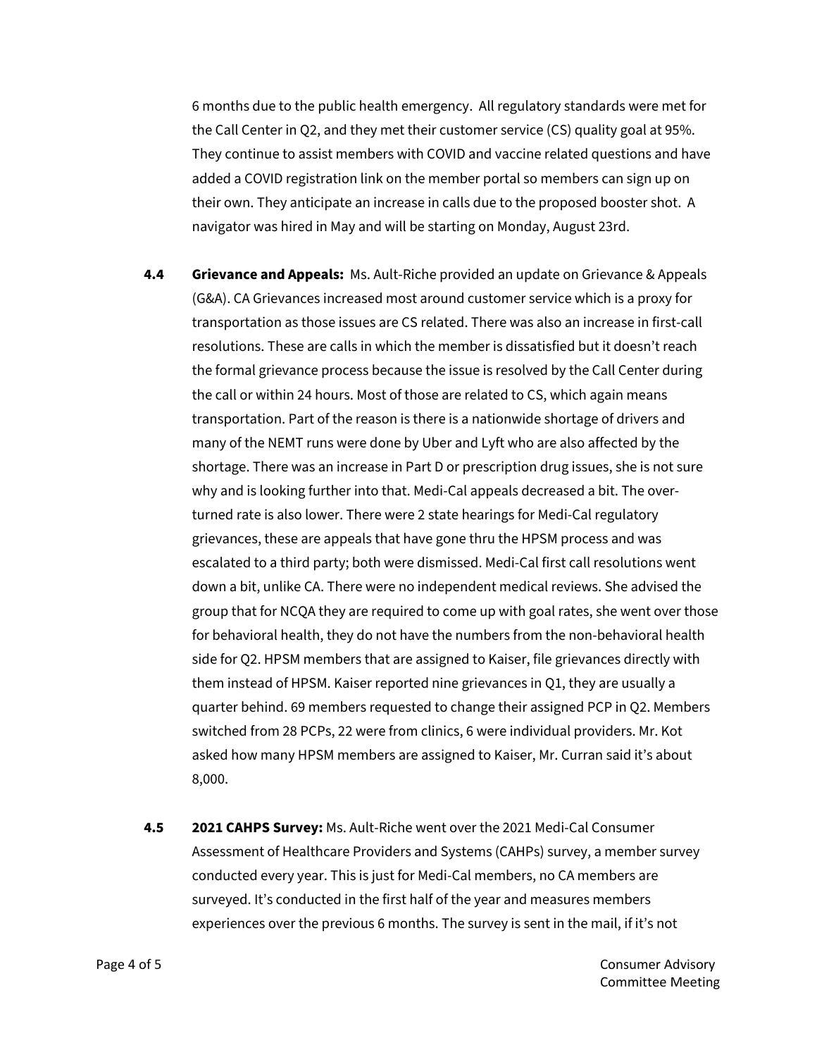6 months due to the public health emergency. All regulatory standards were met for the Call Center in Q2, and they met their customer service (CS) quality goal at 95%. They continue to assist members with COVID and vaccine related questions and have added a COVID registration link on the member portal so members can sign up on their own. They anticipate an increase in calls due to the proposed booster shot. A navigator was hired in May and will be starting on Monday, August 23rd.

**4.4 Grievance and Appeals:** Ms. Ault-Riche provided an update on Grievance & Appeals (G&A). CA Grievances increased most around customer service which is a proxy for transportation as those issues are CS related. There was also an increase in first-call resolutions. These are calls in which the member is dissatisfied but it doesn't reach the formal grievance process because the issue is resolved by the Call Center during the call or within 24 hours. Most of those are related to CS, which again means transportation. Part of the reason is there is a nationwide shortage of drivers and many of the NEMT runs were done by Uber and Lyft who are also affected by the shortage. There was an increase in Part D or prescription drug issues, she is not sure why and is looking further into that. Medi-Cal appeals decreased a bit. The over-turned rate is also lower. There were 2 state hearings for Medi-Cal regulatory grievances, these are appeals that have gone thru the HPSM process and was escalated to a third party; both were dismissed. Medi-Cal first call resolutions went down a bit, unlike CA. There were no independent medical reviews. She advised the group that for NCQA they are required to come up with goal rates, she went over those for behavioral health, they do not have the numbers from the non-behavioral health side for Q2. HPSM members that are assigned to Kaiser, file grievances directly with them instead of HPSM. Kaiser reported nine grievances in Q1, they are usually a quarter behind. 69 members requested to change their assigned PCP in Q2. Members switched from 28 PCPs, 22 were from clinics, 6 were individual providers. Mr. Kot asked how many HPSM members are assigned to Kaiser, Mr. Curran said it's about 8,000.

**4.5 2021 CAHPS Survey:** Ms. Ault-Riche went over the 2021 Medi-Cal Consumer Assessment of Healthcare Providers and Systems (CAHPs) survey, a member survey conducted every year. This is just for Medi-Cal members, no CA members are surveyed. It's conducted in the first half of the year and measures members experiences over the previous 6 months. The survey is sent in the mail, if it's not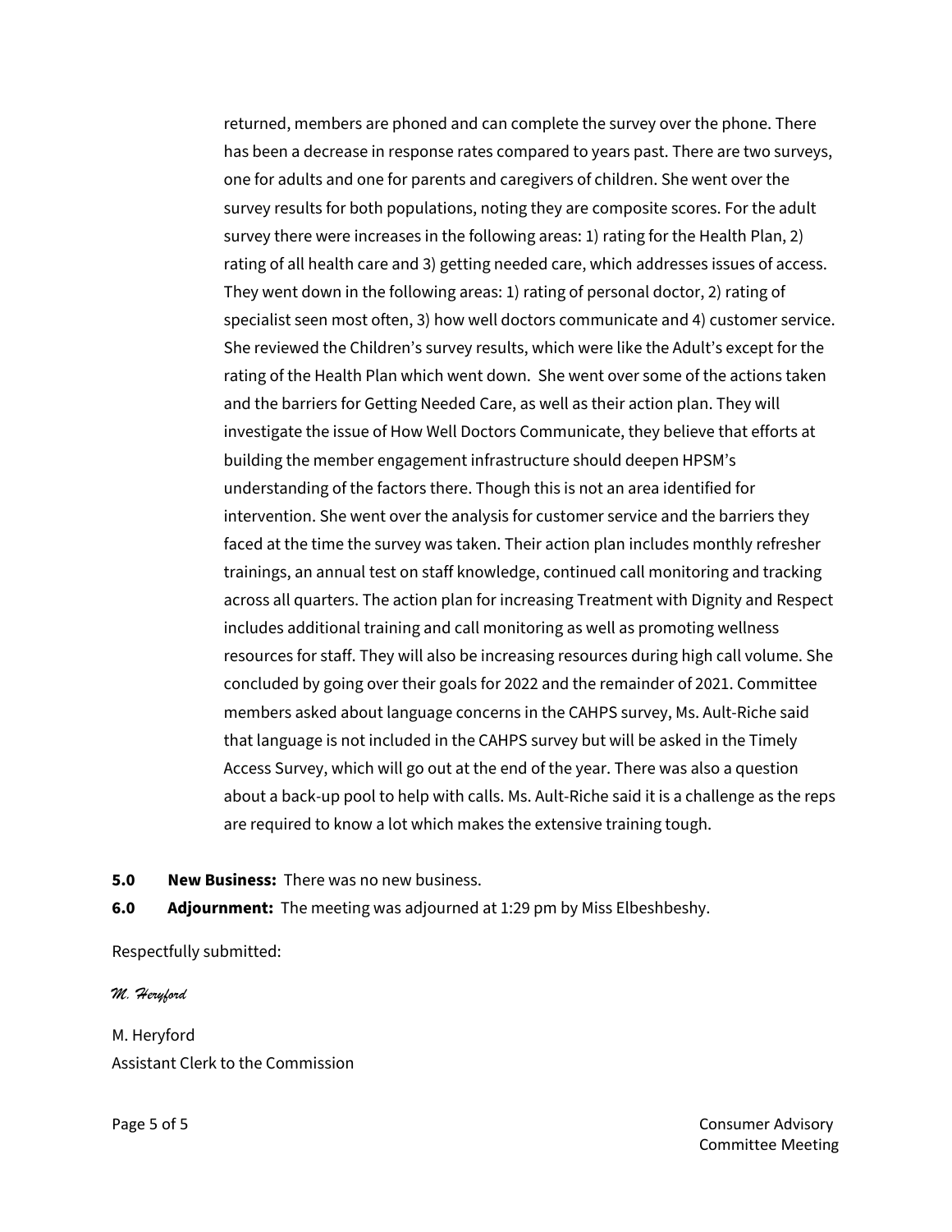returned, members are phoned and can complete the survey over the phone. There has been a decrease in response rates compared to years past. There are two surveys, one for adults and one for parents and caregivers of children. She went over the survey results for both populations, noting they are composite scores. For the adult survey there were increases in the following areas: 1) rating for the Health Plan, 2) rating of all health care and 3) getting needed care, which addresses issues of access. They went down in the following areas: 1) rating of personal doctor, 2) rating of specialist seen most often, 3) how well doctors communicate and 4) customer service. She reviewed the Children's survey results, which were like the Adult's except for the rating of the Health Plan which went down. She went over some of the actions taken and the barriers for Getting Needed Care, as well as their action plan. They will investigate the issue of How Well Doctors Communicate, they believe that efforts at building the member engagement infrastructure should deepen HPSM's understanding of the factors there. Though this is not an area identified for intervention. She went over the analysis for customer service and the barriers they faced at the time the survey was taken. Their action plan includes monthly refresher trainings, an annual test on staff knowledge, continued call monitoring and tracking across all quarters. The action plan for increasing Treatment with Dignity and Respect includes additional training and call monitoring as well as promoting wellness resources for staff. They will also be increasing resources during high call volume. She concluded by going over their goals for 2022 and the remainder of 2021. Committee members asked about language concerns in the CAHPS survey, Ms. Ault-Riche said that language is not included in the CAHPS survey but will be asked in the Timely Access Survey, which will go out at the end of the year. There was also a question about a back-up pool to help with calls. Ms. Ault-Riche said it is a challenge as the reps are required to know a lot which makes the extensive training tough.

**5.0 New Business:** There was no new business.

**6.0 Adjournment:** The meeting was adjourned at 1:29 pm by Miss Elbeshbeshy.

Respectfully submitted:

*M. Heryford*

M. Heryford
Assistant Clerk to the Commission